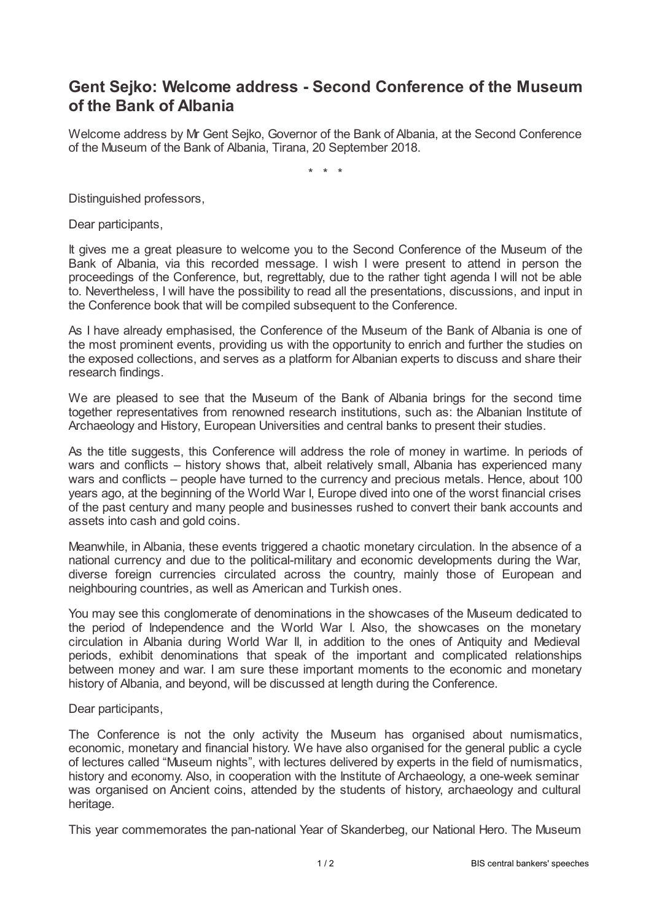# Gent Sejko: Welcome address - Second Conference of the Museum of the Bank of Albania

Welcome address by Mr Gent Sejko, Governor of the Bank of Albania, at the Second Conference of the Museum of the Bank of Albania, Tirana, 20 September 2018.

\* \* \*

Distinguished professors,

Dear participants,

It gives me a great pleasure to welcome you to the Second Conference of the Museum of the Bank of Albania, via this recorded message. I wish I were present to attend in person the proceedings of the Conference, but, regrettably, due to the rather tight agenda I will not be able to. Nevertheless, I will have the possibility to read all the presentations, discussions, and input in the Conference book that will be compiled subsequent to the Conference.

As I have already emphasised, the Conference of the Museum of the Bank of Albania is one of the most prominent events, providing us with the opportunity to enrich and further the studies on the exposed collections, and serves as a platform for Albanian experts to discuss and share their research findings.

We are pleased to see that the Museum of the Bank of Albania brings for the second time together representatives from renowned research institutions, such as: the Albanian Institute of Archaeology and History, European Universities and central banks to present their studies.

As the title suggests, this Conference will address the role of money in wartime. In periods of wars and conflicts – history shows that, albeit relatively small, Albania has experienced many wars and conflicts – people have turned to the currency and precious metals. Hence, about 100 years ago, at the beginning of the World War I, Europe dived into one of the worst financial crises of the past century and many people and businesses rushed to convert their bank accounts and assets into cash and gold coins.

Meanwhile, in Albania, these events triggered a chaotic monetary circulation. In the absence of a national currency and due to the political-military and economic developments during the War, diverse foreign currencies circulated across the country, mainly those of European and neighbouring countries, as well as American and Turkish ones.

You may see this conglomerate of denominations in the showcases of the Museum dedicated to the period of Independence and the World War I. Also, the showcases on the monetary circulation in Albania during World War II, in addition to the ones of Antiquity and Medieval periods, exhibit denominations that speak of the important and complicated relationships between money and war. I am sure these important moments to the economic and monetary history of Albania, and beyond, will be discussed at length during the Conference.

Dear participants,

The Conference is not the only activity the Museum has organised about numismatics, economic, monetary and financial history. We have also organised for the general public a cycle of lectures called "Museum nights", with lectures delivered by experts in the field of numismatics, history and economy. Also, in cooperation with the Institute of Archaeology, a one-week seminar was organised on Ancient coins, attended by the students of history, archaeology and cultural heritage.

This year commemorates the pan-national Year of Skanderbeg, our National Hero. The Museum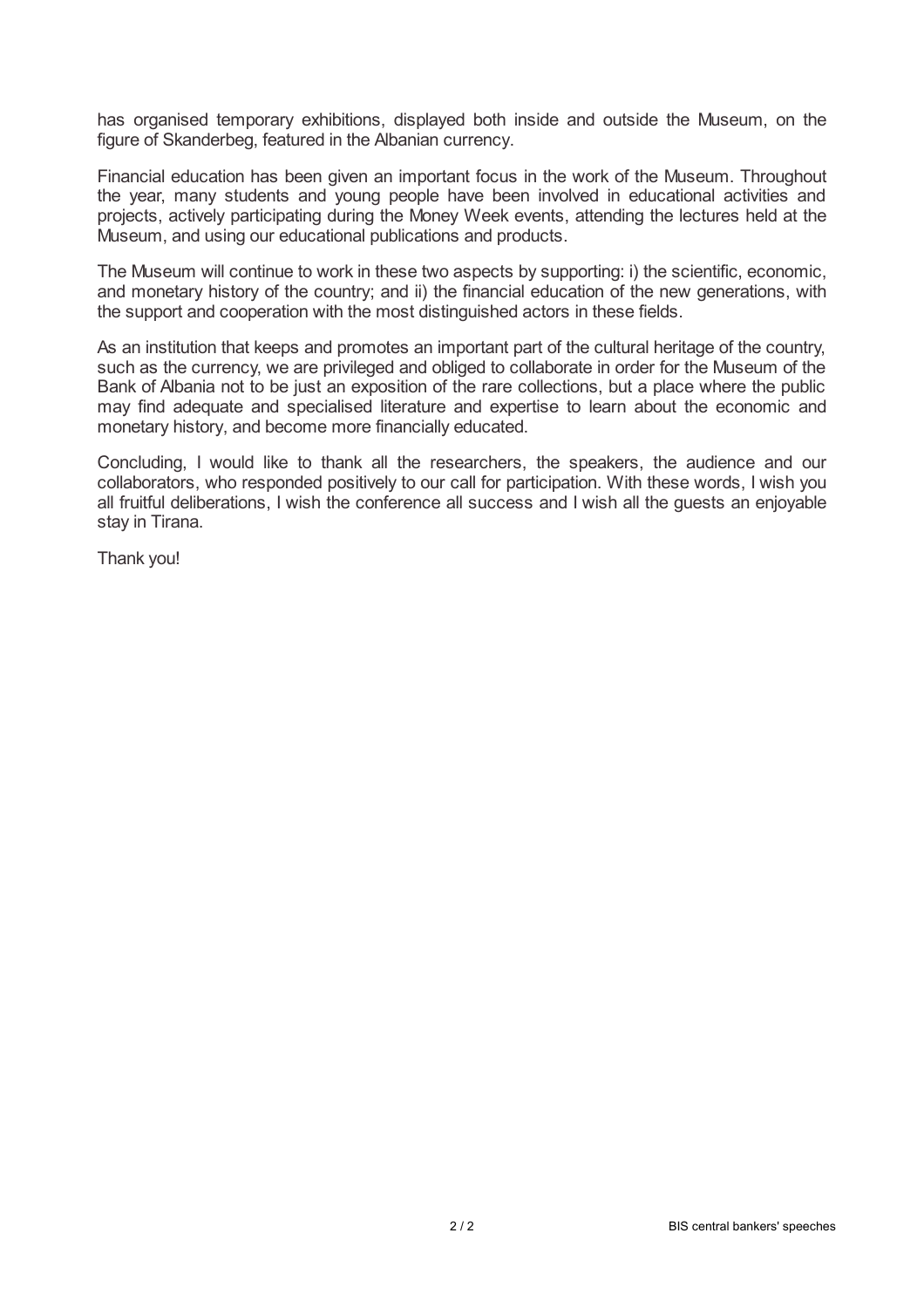has organised temporary exhibitions, displayed both inside and outside the Museum, on the figure of Skanderbeg, featured in the Albanian currency.

Financial education has been given an important focus in the work of the Museum. Throughout the year, many students and young people have been involved in educational activities and projects, actively participating during the Money Week events, attending the lectures held at the Museum, and using our educational publications and products.

The Museum will continue to work in these two aspects by supporting: i) the scientific, economic, and monetary history of the country; and ii) the financial education of the new generations, with the support and cooperation with the most distinguished actors in these fields.

As an institution that keeps and promotes an important part of the cultural heritage of the country, such as the currency, we are privileged and obliged to collaborate in order for the Museum of the Bank of Albania not to be just an exposition of the rare collections, but a place where the public may find adequate and specialised literature and expertise to learn about the economic and monetary history, and become more financially educated.

Concluding, I would like to thank all the researchers, the speakers, the audience and our collaborators, who responded positively to our call for participation. With these words, I wish you all fruitful deliberations, I wish the conference all success and I wish all the guests an enjoyable stay in Tirana.

Thank you!